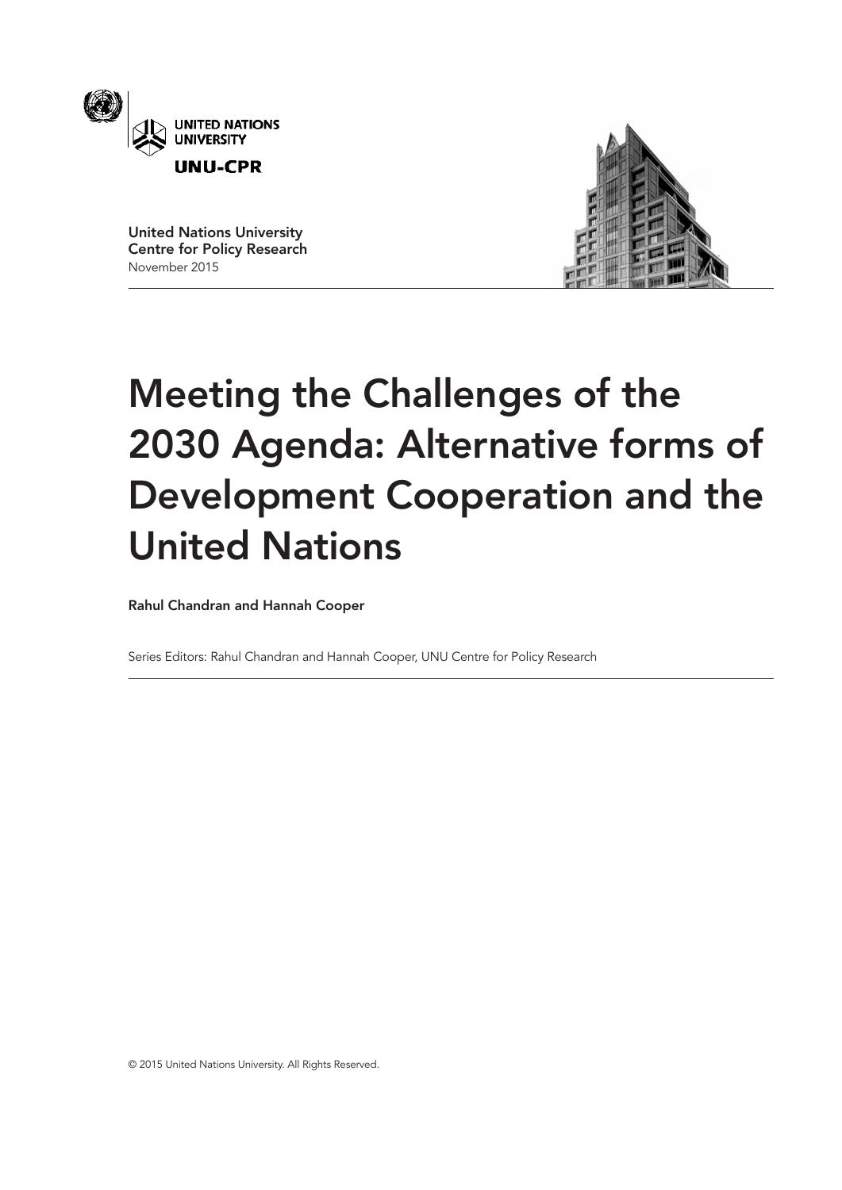UNITED NATIONS UNIVERSITY

UNU-CPR

United Nations University
Centre for Policy Research
November 2015

# Meeting the Challenges of the 2030 Agenda: Alternative forms of Development Cooperation and the United Nations

**Rahul Chandran and Hannah Cooper**

Series Editors: Rahul Chandran and Hannah Cooper, UNU Centre for Policy Research

© 2015 United Nations University. All Rights Reserved.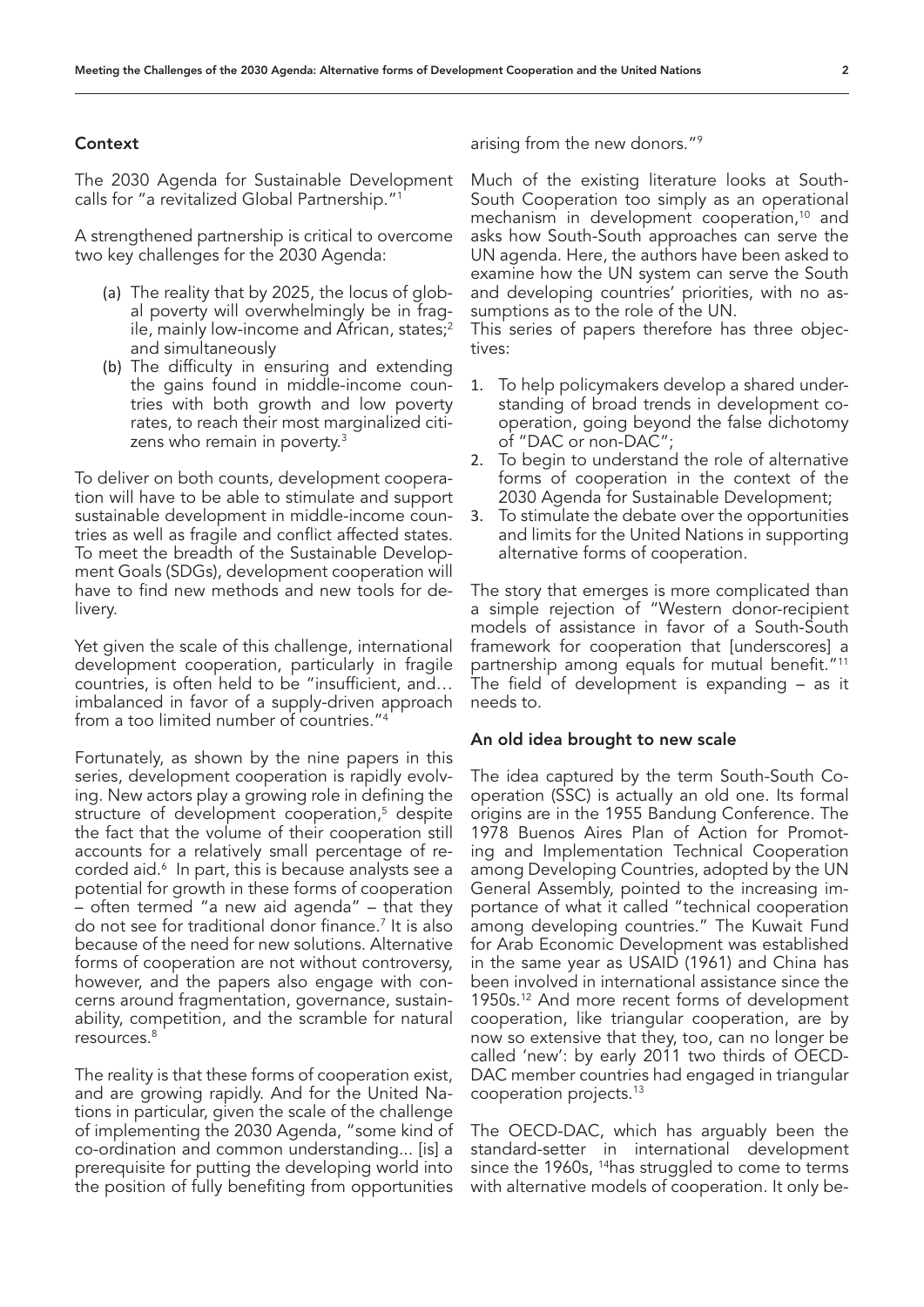### Context

The 2030 Agenda for Sustainable Development calls for "a revitalized Global Partnership."[1]

A strengthened partnership is critical to overcome two key challenges for the 2030 Agenda:

(a) The reality that by 2025, the locus of global poverty will overwhelmingly be in fragile, mainly low-income and African, states;[2] and simultaneously

(b) The difficulty in ensuring and extending the gains found in middle-income countries with both growth and low poverty rates, to reach their most marginalized citizens who remain in poverty.[3]

To deliver on both counts, development cooperation will have to be able to stimulate and support sustainable development in middle-income countries as well as fragile and conflict affected states. To meet the breadth of the Sustainable Development Goals (SDGs), development cooperation will have to find new methods and new tools for delivery.

Yet given the scale of this challenge, international development cooperation, particularly in fragile countries, is often held to be "insufficient, and… imbalanced in favor of a supply-driven approach from a too limited number of countries."[4]

Fortunately, as shown by the nine papers in this series, development cooperation is rapidly evolving. New actors play a growing role in defining the structure of development cooperation,[5] despite the fact that the volume of their cooperation still accounts for a relatively small percentage of recorded aid.[6] In part, this is because analysts see a potential for growth in these forms of cooperation – often termed "a new aid agenda" – that they do not see for traditional donor finance.[7] It is also because of the need for new solutions. Alternative forms of cooperation are not without controversy, however, and the papers also engage with concerns around fragmentation, governance, sustainability, competition, and the scramble for natural resources.[8]

The reality is that these forms of cooperation exist, and are growing rapidly. And for the United Nations in particular, given the scale of the challenge of implementing the 2030 Agenda, "some kind of co-ordination and common understanding... [is] a prerequisite for putting the developing world into the position of fully benefiting from opportunities arising from the new donors."[9]

Much of the existing literature looks at South-South Cooperation too simply as an operational mechanism in development cooperation,[10] and asks how South-South approaches can serve the UN agenda. Here, the authors have been asked to examine how the UN system can serve the South and developing countries' priorities, with no assumptions as to the role of the UN.

This series of papers therefore has three objectives:

1. To help policymakers develop a shared understanding of broad trends in development cooperation, going beyond the false dichotomy of "DAC or non-DAC";
2. To begin to understand the role of alternative forms of cooperation in the context of the 2030 Agenda for Sustainable Development;
3. To stimulate the debate over the opportunities and limits for the United Nations in supporting alternative forms of cooperation.

The story that emerges is more complicated than a simple rejection of "Western donor-recipient models of assistance in favor of a South-South framework for cooperation that [underscores] a partnership among equals for mutual benefit."[11] The field of development is expanding – as it needs to.

### An old idea brought to new scale

The idea captured by the term South-South Cooperation (SSC) is actually an old one. Its formal origins are in the 1955 Bandung Conference. The 1978 Buenos Aires Plan of Action for Promoting and Implementation Technical Cooperation among Developing Countries, adopted by the UN General Assembly, pointed to the increasing importance of what it called "technical cooperation among developing countries." The Kuwait Fund for Arab Economic Development was established in the same year as USAID (1961) and China has been involved in international assistance since the 1950s.[12] And more recent forms of development cooperation, like triangular cooperation, are by now so extensive that they, too, can no longer be called 'new': by early 2011 two thirds of OECD-DAC member countries had engaged in triangular cooperation projects.[13]

The OECD-DAC, which has arguably been the standard-setter in international development since the 1960s, [14]has struggled to come to terms with alternative models of cooperation. It only be-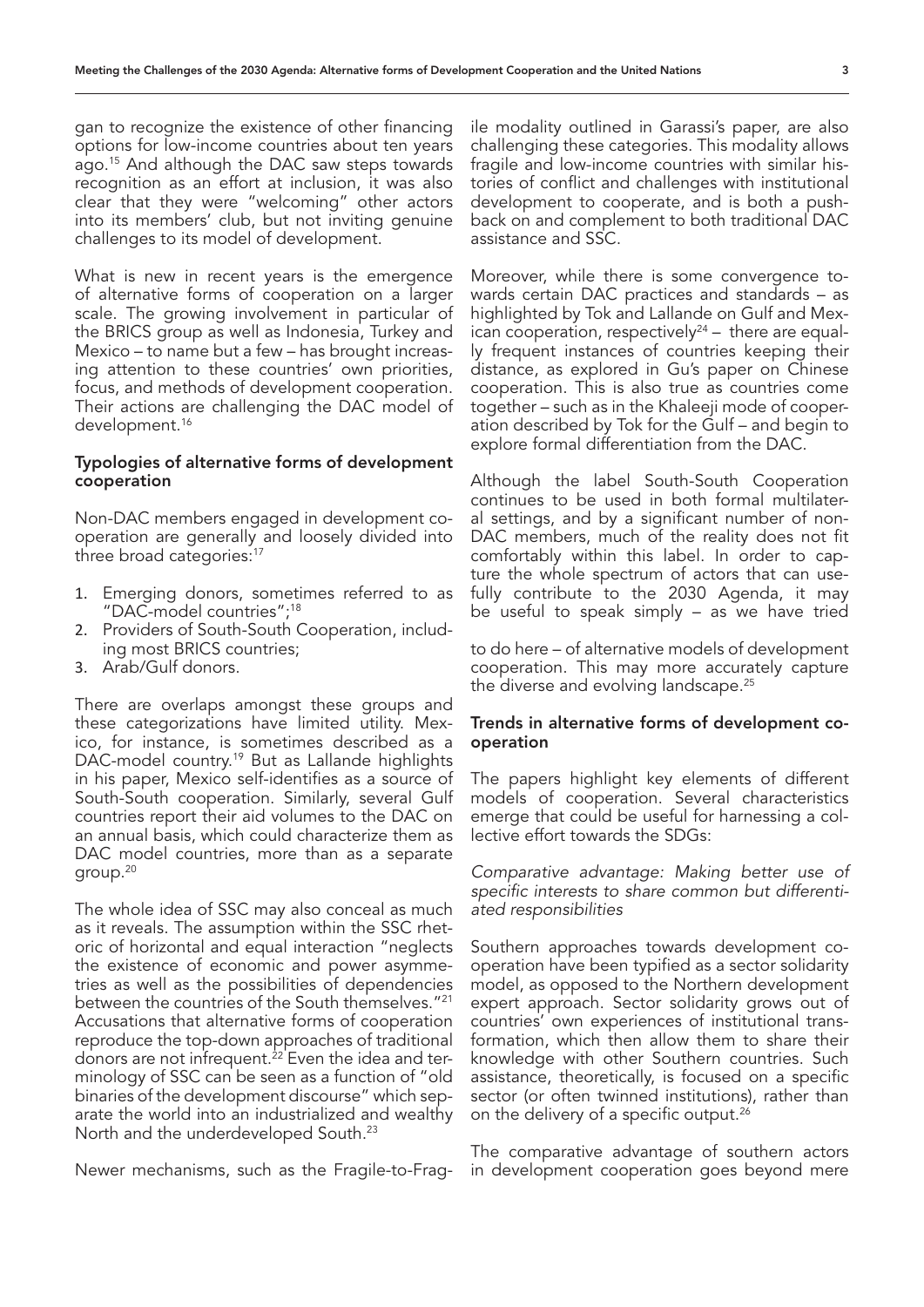gan to recognize the existence of other financing options for low-income countries about ten years ago.[15] And although the DAC saw steps towards recognition as an effort at inclusion, it was also clear that they were "welcoming" other actors into its members' club, but not inviting genuine challenges to its model of development.

What is new in recent years is the emergence of alternative forms of cooperation on a larger scale. The growing involvement in particular of the BRICS group as well as Indonesia, Turkey and Mexico – to name but a few – has brought increasing attention to these countries' own priorities, focus, and methods of development cooperation. Their actions are challenging the DAC model of development.[16]

### Typologies of alternative forms of development cooperation

Non-DAC members engaged in development cooperation are generally and loosely divided into three broad categories:[17]

1. Emerging donors, sometimes referred to as "DAC-model countries";[18]
2. Providers of South-South Cooperation, including most BRICS countries;
3. Arab/Gulf donors.

There are overlaps amongst these groups and these categorizations have limited utility. Mexico, for instance, is sometimes described as a DAC-model country.[19] But as Lallande highlights in his paper, Mexico self-identifies as a source of South-South cooperation. Similarly, several Gulf countries report their aid volumes to the DAC on an annual basis, which could characterize them as DAC model countries, more than as a separate group.[20]

The whole idea of SSC may also conceal as much as it reveals. The assumption within the SSC rhetoric of horizontal and equal interaction "neglects the existence of economic and power asymmetries as well as the possibilities of dependencies between the countries of the South themselves."[21] Accusations that alternative forms of cooperation reproduce the top-down approaches of traditional donors are not infrequent.[22] Even the idea and terminology of SSC can be seen as a function of "old binaries of the development discourse" which separate the world into an industrialized and wealthy North and the underdeveloped South.[23]

Newer mechanisms, such as the Fragile-to-Fragile modality outlined in Garassi's paper, are also challenging these categories. This modality allows fragile and low-income countries with similar histories of conflict and challenges with institutional development to cooperate, and is both a pushback on and complement to both traditional DAC assistance and SSC.

Moreover, while there is some convergence towards certain DAC practices and standards – as highlighted by Tok and Lallande on Gulf and Mexican cooperation, respectively[24] – there are equally frequent instances of countries keeping their distance, as explored in Gu's paper on Chinese cooperation. This is also true as countries come together – such as in the Khaleeji mode of cooperation described by Tok for the Gulf – and begin to explore formal differentiation from the DAC.

Although the label South-South Cooperation continues to be used in both formal multilateral settings, and by a significant number of non-DAC members, much of the reality does not fit comfortably within this label. In order to capture the whole spectrum of actors that can usefully contribute to the 2030 Agenda, it may be useful to speak simply – as we have tried to do here – of alternative models of development cooperation. This may more accurately capture the diverse and evolving landscape.[25]

### Trends in alternative forms of development cooperation

The papers highlight key elements of different models of cooperation. Several characteristics emerge that could be useful for harnessing a collective effort towards the SDGs:

*Comparative advantage: Making better use of specific interests to share common but differentiated responsibilities*

Southern approaches towards development cooperation have been typified as a sector solidarity model, as opposed to the Northern development expert approach. Sector solidarity grows out of countries' own experiences of institutional transformation, which then allow them to share their knowledge with other Southern countries. Such assistance, theoretically, is focused on a specific sector (or often twinned institutions), rather than on the delivery of a specific output.[26]

The comparative advantage of southern actors in development cooperation goes beyond mere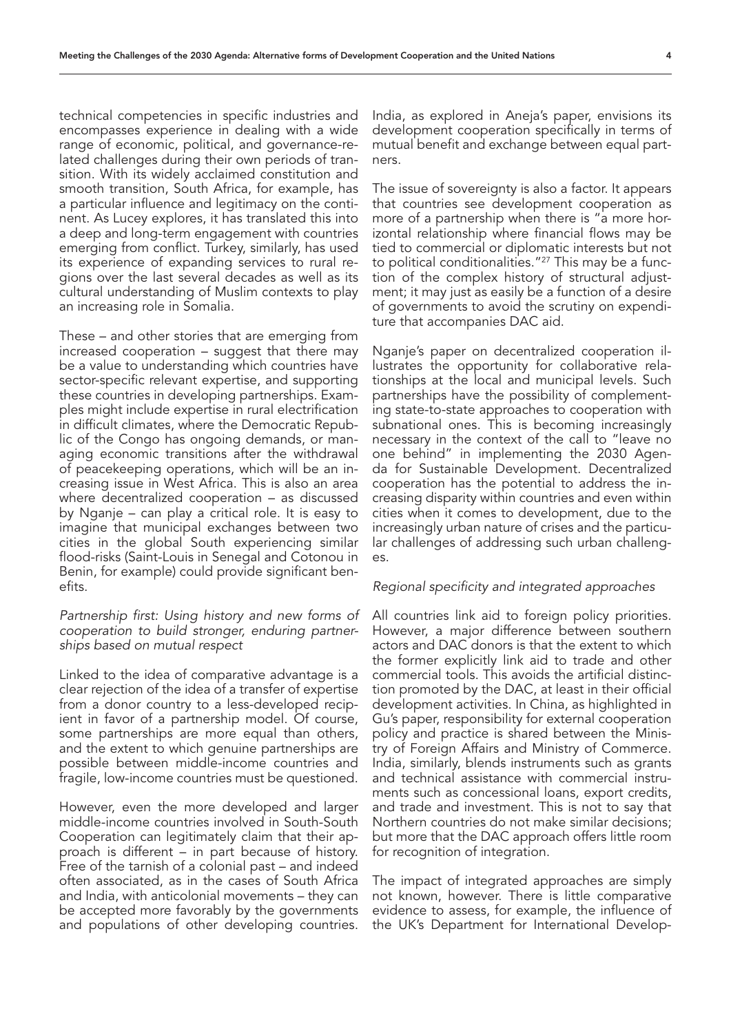technical competencies in specific industries and encompasses experience in dealing with a wide range of economic, political, and governance-related challenges during their own periods of transition. With its widely acclaimed constitution and smooth transition, South Africa, for example, has a particular influence and legitimacy on the continent. As Lucey explores, it has translated this into a deep and long-term engagement with countries emerging from conflict. Turkey, similarly, has used its experience of expanding services to rural regions over the last several decades as well as its cultural understanding of Muslim contexts to play an increasing role in Somalia.

These – and other stories that are emerging from increased cooperation – suggest that there may be a value to understanding which countries have sector-specific relevant expertise, and supporting these countries in developing partnerships. Examples might include expertise in rural electrification in difficult climates, where the Democratic Republic of the Congo has ongoing demands, or managing economic transitions after the withdrawal of peacekeeping operations, which will be an increasing issue in West Africa. This is also an area where decentralized cooperation – as discussed by Nganje – can play a critical role. It is easy to imagine that municipal exchanges between two cities in the global South experiencing similar flood-risks (Saint-Louis in Senegal and Cotonou in Benin, for example) could provide significant benefits.

*Partnership first: Using history and new forms of cooperation to build stronger, enduring partnerships based on mutual respect*

Linked to the idea of comparative advantage is a clear rejection of the idea of a transfer of expertise from a donor country to a less-developed recipient in favor of a partnership model. Of course, some partnerships are more equal than others, and the extent to which genuine partnerships are possible between middle-income countries and fragile, low-income countries must be questioned.

However, even the more developed and larger middle-income countries involved in South-South Cooperation can legitimately claim that their approach is different – in part because of history. Free of the tarnish of a colonial past – and indeed often associated, as in the cases of South Africa and India, with anticolonial movements – they can be accepted more favorably by the governments and populations of other developing countries. India, as explored in Aneja's paper, envisions its development cooperation specifically in terms of mutual benefit and exchange between equal partners.

The issue of sovereignty is also a factor. It appears that countries see development cooperation as more of a partnership when there is "a more horizontal relationship where financial flows may be tied to commercial or diplomatic interests but not to political conditionalities."[27] This may be a function of the complex history of structural adjustment; it may just as easily be a function of a desire of governments to avoid the scrutiny on expenditure that accompanies DAC aid.

Nganje's paper on decentralized cooperation illustrates the opportunity for collaborative relationships at the local and municipal levels. Such partnerships have the possibility of complementing state-to-state approaches to cooperation with subnational ones. This is becoming increasingly necessary in the context of the call to "leave no one behind" in implementing the 2030 Agenda for Sustainable Development. Decentralized cooperation has the potential to address the increasing disparity within countries and even within cities when it comes to development, due to the increasingly urban nature of crises and the particular challenges of addressing such urban challenges.

*Regional specificity and integrated approaches*

All countries link aid to foreign policy priorities. However, a major difference between southern actors and DAC donors is that the extent to which the former explicitly link aid to trade and other commercial tools. This avoids the artificial distinction promoted by the DAC, at least in their official development activities. In China, as highlighted in Gu's paper, responsibility for external cooperation policy and practice is shared between the Ministry of Foreign Affairs and Ministry of Commerce. India, similarly, blends instruments such as grants and technical assistance with commercial instruments such as concessional loans, export credits, and trade and investment. This is not to say that Northern countries do not make similar decisions; but more that the DAC approach offers little room for recognition of integration.

The impact of integrated approaches are simply not known, however. There is little comparative evidence to assess, for example, the influence of the UK's Department for International Develop-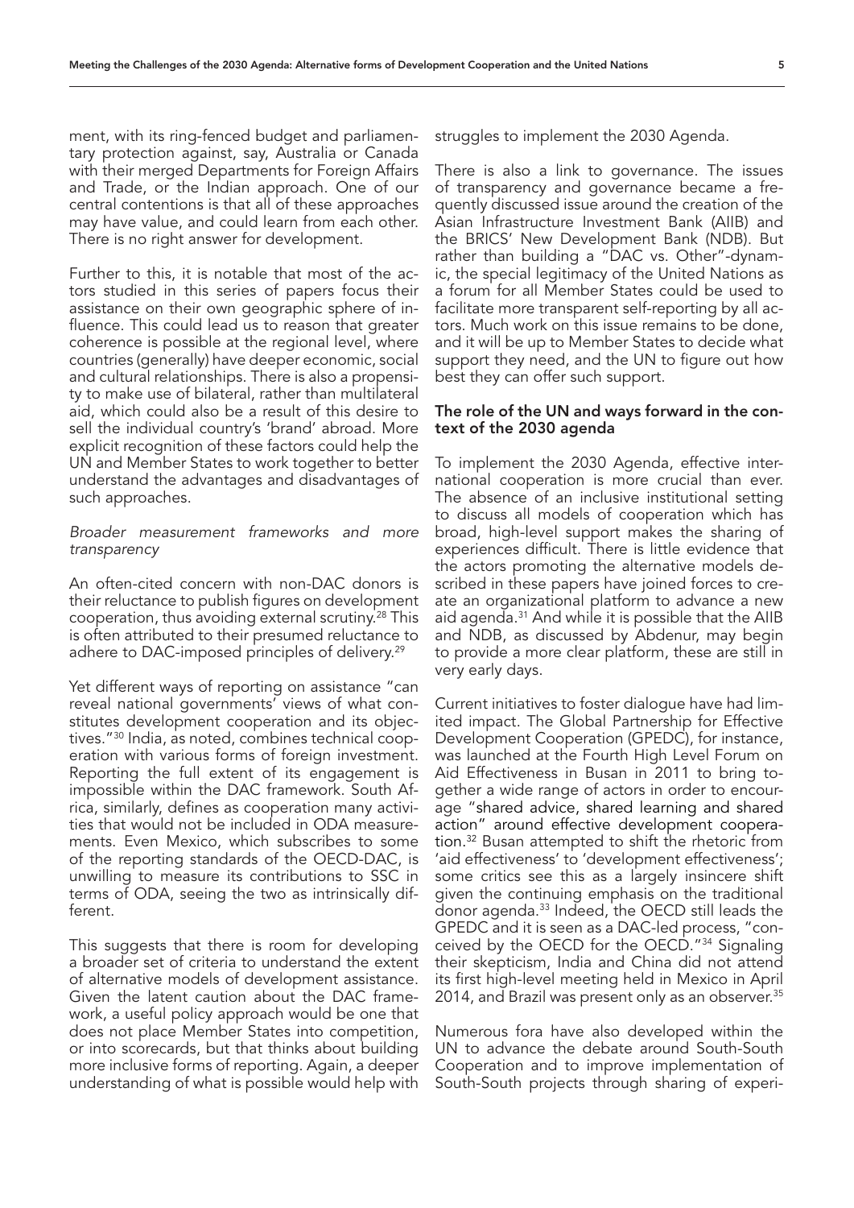ment, with its ring-fenced budget and parliamentary protection against, say, Australia or Canada with their merged Departments for Foreign Affairs and Trade, or the Indian approach. One of our central contentions is that all of these approaches may have value, and could learn from each other. There is no right answer for development.

Further to this, it is notable that most of the actors studied in this series of papers focus their assistance on their own geographic sphere of influence. This could lead us to reason that greater coherence is possible at the regional level, where countries (generally) have deeper economic, social and cultural relationships. There is also a propensity to make use of bilateral, rather than multilateral aid, which could also be a result of this desire to sell the individual country's 'brand' abroad. More explicit recognition of these factors could help the UN and Member States to work together to better understand the advantages and disadvantages of such approaches.

*Broader measurement frameworks and more transparency*

An often-cited concern with non-DAC donors is their reluctance to publish figures on development cooperation, thus avoiding external scrutiny.[28] This is often attributed to their presumed reluctance to adhere to DAC-imposed principles of delivery.[29]

Yet different ways of reporting on assistance "can reveal national governments' views of what constitutes development cooperation and its objectives."[30] India, as noted, combines technical cooperation with various forms of foreign investment. Reporting the full extent of its engagement is impossible within the DAC framework. South Africa, similarly, defines as cooperation many activities that would not be included in ODA measurements. Even Mexico, which subscribes to some of the reporting standards of the OECD-DAC, is unwilling to measure its contributions to SSC in terms of ODA, seeing the two as intrinsically different.

This suggests that there is room for developing a broader set of criteria to understand the extent of alternative models of development assistance. Given the latent caution about the DAC framework, a useful policy approach would be one that does not place Member States into competition, or into scorecards, but that thinks about building more inclusive forms of reporting. Again, a deeper understanding of what is possible would help with struggles to implement the 2030 Agenda.

There is also a link to governance. The issues of transparency and governance became a frequently discussed issue around the creation of the Asian Infrastructure Investment Bank (AIIB) and the BRICS' New Development Bank (NDB). But rather than building a "DAC vs. Other"-dynamic, the special legitimacy of the United Nations as a forum for all Member States could be used to facilitate more transparent self-reporting by all actors. Much work on this issue remains to be done, and it will be up to Member States to decide what support they need, and the UN to figure out how best they can offer such support.

**The role of the UN and ways forward in the context of the 2030 agenda**

To implement the 2030 Agenda, effective international cooperation is more crucial than ever. The absence of an inclusive institutional setting to discuss all models of cooperation which has broad, high-level support makes the sharing of experiences difficult. There is little evidence that the actors promoting the alternative models described in these papers have joined forces to create an organizational platform to advance a new aid agenda.[31] And while it is possible that the AIIB and NDB, as discussed by Abdenur, may begin to provide a more clear platform, these are still in very early days.

Current initiatives to foster dialogue have had limited impact. The Global Partnership for Effective Development Cooperation (GPEDC), for instance, was launched at the Fourth High Level Forum on Aid Effectiveness in Busan in 2011 to bring together a wide range of actors in order to encourage "shared advice, shared learning and shared action" around effective development cooperation.[32] Busan attempted to shift the rhetoric from 'aid effectiveness' to 'development effectiveness'; some critics see this as a largely insincere shift given the continuing emphasis on the traditional donor agenda.[33] Indeed, the OECD still leads the GPEDC and it is seen as a DAC-led process, "conceived by the OECD for the OECD."[34] Signaling their skepticism, India and China did not attend its first high-level meeting held in Mexico in April 2014, and Brazil was present only as an observer.[35]

Numerous fora have also developed within the UN to advance the debate around South-South Cooperation and to improve implementation of South-South projects through sharing of experi-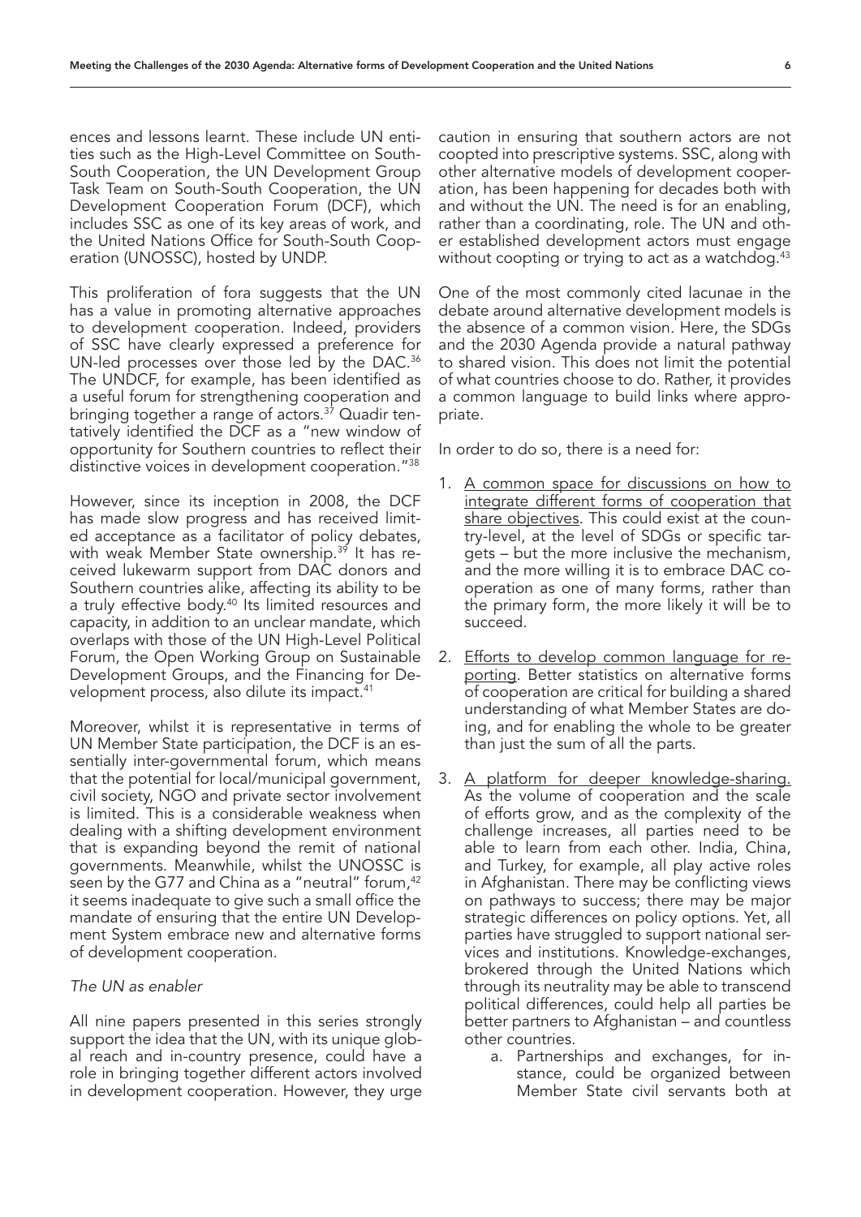ences and lessons learnt. These include UN entities such as the High-Level Committee on South-South Cooperation, the UN Development Group Task Team on South-South Cooperation, the UN Development Cooperation Forum (DCF), which includes SSC as one of its key areas of work, and the United Nations Office for South-South Cooperation (UNOSSC), hosted by UNDP.

This proliferation of fora suggests that the UN has a value in promoting alternative approaches to development cooperation. Indeed, providers of SSC have clearly expressed a preference for UN-led processes over those led by the DAC.[36] The UNDCF, for example, has been identified as a useful forum for strengthening cooperation and bringing together a range of actors.[37] Quadir tentatively identified the DCF as a "new window of opportunity for Southern countries to reflect their distinctive voices in development cooperation."[38]

However, since its inception in 2008, the DCF has made slow progress and has received limited acceptance as a facilitator of policy debates, with weak Member State ownership.[39] It has received lukewarm support from DAC donors and Southern countries alike, affecting its ability to be a truly effective body.[40] Its limited resources and capacity, in addition to an unclear mandate, which overlaps with those of the UN High-Level Political Forum, the Open Working Group on Sustainable Development Groups, and the Financing for Development process, also dilute its impact.[41]

Moreover, whilst it is representative in terms of UN Member State participation, the DCF is an essentially inter-governmental forum, which means that the potential for local/municipal government, civil society, NGO and private sector involvement is limited. This is a considerable weakness when dealing with a shifting development environment that is expanding beyond the remit of national governments. Meanwhile, whilst the UNOSSC is seen by the G77 and China as a "neutral" forum,[42] it seems inadequate to give such a small office the mandate of ensuring that the entire UN Development System embrace new and alternative forms of development cooperation.

*The UN as enabler*

All nine papers presented in this series strongly support the idea that the UN, with its unique global reach and in-country presence, could have a role in bringing together different actors involved in development cooperation. However, they urge caution in ensuring that southern actors are not coopted into prescriptive systems. SSC, along with other alternative models of development cooperation, has been happening for decades both with and without the UN. The need is for an enabling, rather than a coordinating, role. The UN and other established development actors must engage without coopting or trying to act as a watchdog.[43]

One of the most commonly cited lacunae in the debate around alternative development models is the absence of a common vision. Here, the SDGs and the 2030 Agenda provide a natural pathway to shared vision. This does not limit the potential of what countries choose to do. Rather, it provides a common language to build links where appropriate.

In order to do so, there is a need for:

1. <u>A common space for discussions on how to integrate different forms of cooperation that share objectives</u>. This could exist at the country-level, at the level of SDGs or specific targets – but the more inclusive the mechanism, and the more willing it is to embrace DAC cooperation as one of many forms, rather than the primary form, the more likely it will be to succeed.
2. <u>Efforts to develop common language for reporting</u>. Better statistics on alternative forms of cooperation are critical for building a shared understanding of what Member States are doing, and for enabling the whole to be greater than just the sum of all the parts.
3. <u>A platform for deeper knowledge-sharing.</u> As the volume of cooperation and the scale of efforts grow, and as the complexity of the challenge increases, all parties need to be able to learn from each other. India, China, and Turkey, for example, all play active roles in Afghanistan. There may be conflicting views on pathways to success; there may be major strategic differences on policy options. Yet, all parties have struggled to support national services and institutions. Knowledge-exchanges, brokered through the United Nations which through its neutrality may be able to transcend political differences, could help all parties be better partners to Afghanistan – and countless other countries.
    a. Partnerships and exchanges, for instance, could be organized between Member State civil servants both at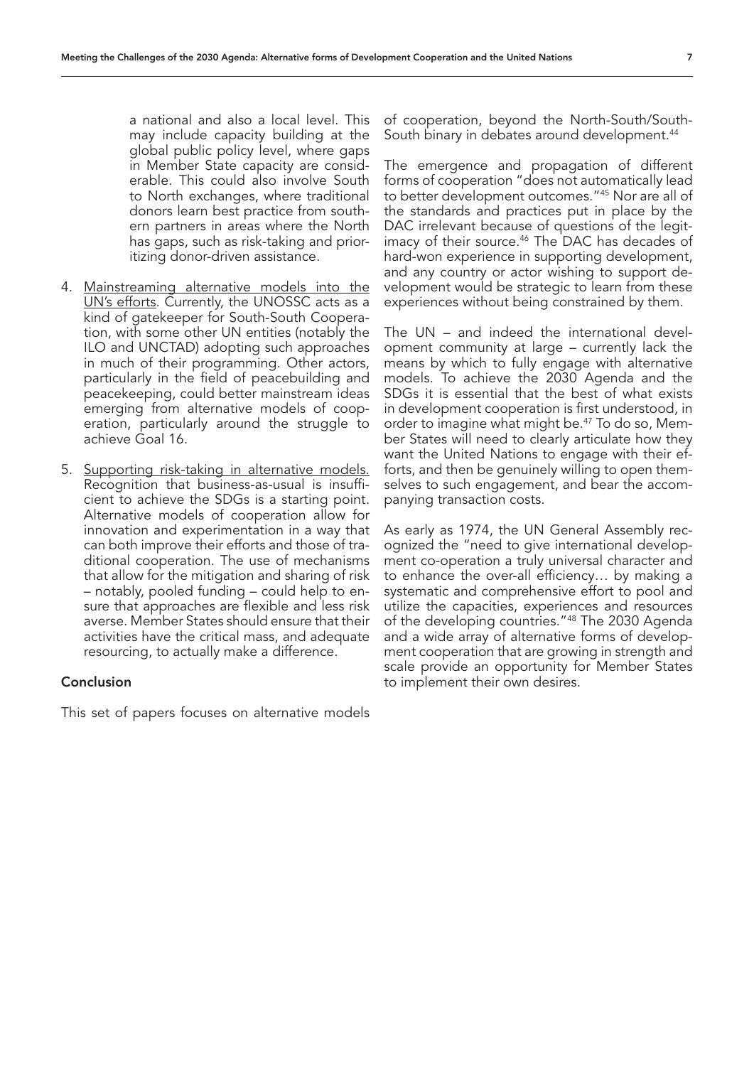a national and also a local level. This may include capacity building at the global public policy level, where gaps in Member State capacity are considerable. This could also involve South to North exchanges, where traditional donors learn best practice from southern partners in areas where the North has gaps, such as risk-taking and prioritizing donor-driven assistance.

4. <u>Mainstreaming alternative models into the UN's efforts</u>. Currently, the UNOSSC acts as a kind of gatekeeper for South-South Cooperation, with some other UN entities (notably the ILO and UNCTAD) adopting such approaches in much of their programming. Other actors, particularly in the field of peacebuilding and peacekeeping, could better mainstream ideas emerging from alternative models of cooperation, particularly around the struggle to achieve Goal 16.

5. <u>Supporting risk-taking in alternative models.</u> Recognition that business-as-usual is insufficient to achieve the SDGs is a starting point. Alternative models of cooperation allow for innovation and experimentation in a way that can both improve their efforts and those of traditional cooperation. The use of mechanisms that allow for the mitigation and sharing of risk – notably, pooled funding – could help to ensure that approaches are flexible and less risk averse. Member States should ensure that their activities have the critical mass, and adequate resourcing, to actually make a difference.

## Conclusion

This set of papers focuses on alternative models of cooperation, beyond the North-South/South-South binary in debates around development.[44]

The emergence and propagation of different forms of cooperation "does not automatically lead to better development outcomes."[45] Nor are all of the standards and practices put in place by the DAC irrelevant because of questions of the legitimacy of their source.[46] The DAC has decades of hard-won experience in supporting development, and any country or actor wishing to support development would be strategic to learn from these experiences without being constrained by them.

The UN – and indeed the international development community at large – currently lack the means by which to fully engage with alternative models. To achieve the 2030 Agenda and the SDGs it is essential that the best of what exists in development cooperation is first understood, in order to imagine what might be.[47] To do so, Member States will need to clearly articulate how they want the United Nations to engage with their efforts, and then be genuinely willing to open themselves to such engagement, and bear the accompanying transaction costs.

As early as 1974, the UN General Assembly recognized the "need to give international development co-operation a truly universal character and to enhance the over-all efficiency… by making a systematic and comprehensive effort to pool and utilize the capacities, experiences and resources of the developing countries."[48] The 2030 Agenda and a wide array of alternative forms of development cooperation that are growing in strength and scale provide an opportunity for Member States to implement their own desires.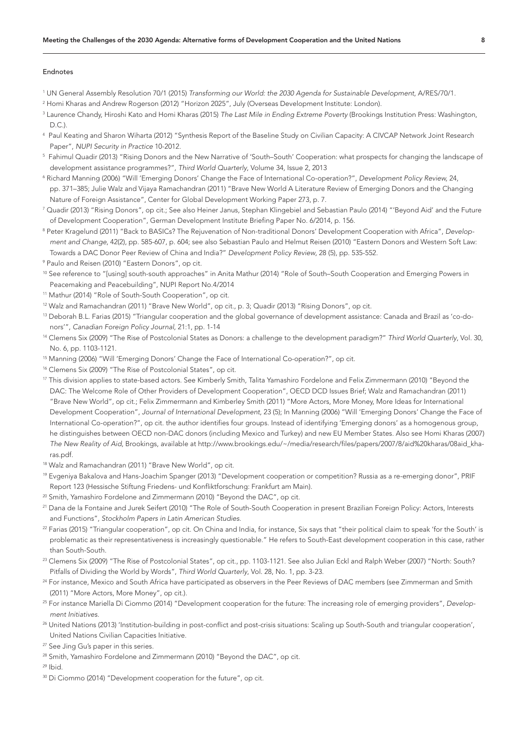## Endnotes

[1] UN General Assembly Resolution 70/1 (2015) *Transforming our World: the 2030 Agenda for Sustainable Development*, A/RES/70/1.

[2] Homi Kharas and Andrew Rogerson (2012) "Horizon 2025", July (Overseas Development Institute: London).

[3] Laurence Chandy, Hiroshi Kato and Homi Kharas (2015) *The Last Mile in Ending Extreme Poverty* (Brookings Institution Press: Washington, D.C.).

[4] Paul Keating and Sharon Wiharta (2012) "Synthesis Report of the Baseline Study on Civilian Capacity: A CIVCAP Network Joint Research Paper", *NUPI Security in Practice* 10-2012.

[5] Fahimul Quadir (2013) "Rising Donors and the New Narrative of 'South–South' Cooperation: what prospects for changing the landscape of development assistance programmes?", *Third World Quarterly*, Volume 34, Issue 2, 2013

[6] Richard Manning (2006) "Will 'Emerging Donors' Change the Face of International Co-operation?", *Development Policy Review*, 24, pp. 371–385; Julie Walz and Vijaya Ramachandran (2011) "Brave New World A Literature Review of Emerging Donors and the Changing Nature of Foreign Assistance", Center for Global Development Working Paper 273, p. 7.

[7] Quadir (2013) "Rising Donors", op cit.; See also Heiner Janus, Stephan Klingebiel and Sebastian Paulo (2014) "'Beyond Aid' and the Future of Development Cooperation", German Development Institute Briefing Paper No. 6/2014, p. 156.

[8] Peter Kragelund (2011) "Back to BASICs? The Rejuvenation of Non-traditional Donors' Development Cooperation with Africa", *Development and Change*, 42(2), pp. 585-607, p. 604; see also Sebastian Paulo and Helmut Reisen (2010) "Eastern Donors and Western Soft Law: Towards a DAC Donor Peer Review of China and India?" *Development Policy Review*, 28 (5), pp. 535-552.

[9] Paulo and Reisen (2010) "Eastern Donors", op cit.

[10] See reference to "[using] south-south approaches" in Anita Mathur (2014) "Role of South–South Cooperation and Emerging Powers in Peacemaking and Peacebuilding", NUPI Report No.4/2014

[11] Mathur (2014) "Role of South-South Cooperation", op cit.

[12] Walz and Ramachandran (2011) "Brave New World", op cit., p. 3; Quadir (2013) "Rising Donors", op cit.

[13] Deborah B.L. Farias (2015) "Triangular cooperation and the global governance of development assistance: Canada and Brazil as 'co-donors'", *Canadian Foreign Policy Journal*, 21:1, pp. 1-14

[14] Clemens Six (2009) "The Rise of Postcolonial States as Donors: a challenge to the development paradigm?" *Third World Quarterly*, Vol. 30, No. 6, pp. 1103-1121.

[15] Manning (2006) "Will 'Emerging Donors' Change the Face of International Co-operation?", op cit.

[16] Clemens Six (2009) "The Rise of Postcolonial States", op cit.

[17] This division applies to state-based actors. See Kimberly Smith, Talita Yamashiro Fordelone and Felix Zimmermann (2010) "Beyond the DAC: The Welcome Role of Other Providers of Development Cooperation", OECD DCD Issues Brief; Walz and Ramachandran (2011) "Brave New World", op cit.; Felix Zimmermann and Kimberley Smith (2011) "More Actors, More Money, More Ideas for International Development Cooperation", *Journal of International Development*, 23 (5); In Manning (2006) "Will 'Emerging Donors' Change the Face of International Co-operation?", op cit. the author identifies four groups. Instead of identifying 'Emerging donors' as a homogenous group, he distinguishes between OECD non-DAC donors (including Mexico and Turkey) and new EU Member States. Also see Homi Kharas (2007) *The New Reality of Aid*, Brookings, available at http://www.brookings.edu/~/media/research/files/papers/2007/8/aid%20kharas/08aid_kharas.pdf.

[18] Walz and Ramachandran (2011) "Brave New World", op cit.

[19] Evgeniya Bakalova and Hans-Joachim Spanger (2013) "Development cooperation or competition? Russia as a re-emerging donor", PRIF Report 123 (Hessische Stiftung Friedens- und Konfliktforschung: Frankfurt am Main).

[20] Smith, Yamashiro Fordelone and Zimmermann (2010) "Beyond the DAC", op cit.

[21] Dana de la Fontaine and Jurek Seifert (2010) "The Role of South-South Cooperation in present Brazilian Foreign Policy: Actors, Interests and Functions", *Stockholm Papers in Latin American Studies*.

[22] Farias (2015) "Triangular cooperation", op cit. On China and India, for instance, Six says that "their political claim to speak 'for the South' is problematic as their representativeness is increasingly questionable." He refers to South-East development cooperation in this case, rather than South-South.

[23] Clemens Six (2009) "The Rise of Postcolonial States", op cit., pp. 1103-1121. See also Julian Eckl and Ralph Weber (2007) "North: South? Pitfalls of Dividing the World by Words", *Third World Quarterly*, Vol. 28, No. 1, pp. 3-23.

[24] For instance, Mexico and South Africa have participated as observers in the Peer Reviews of DAC members (see Zimmerman and Smith (2011) "More Actors, More Money", op cit.).

[25] For instance Mariella Di Ciommo (2014) "Development cooperation for the future: The increasing role of emerging providers", *Development Initiatives*.

[26] United Nations (2013) 'Institution-building in post-conflict and post-crisis situations: Scaling up South-South and triangular cooperation', United Nations Civilian Capacities Initiative.

[27] See Jing Gu's paper in this series.

[28] Smith, Yamashiro Fordelone and Zimmermann (2010) "Beyond the DAC", op cit.

[29] Ibid.

[30] Di Ciommo (2014) "Development cooperation for the future", op cit.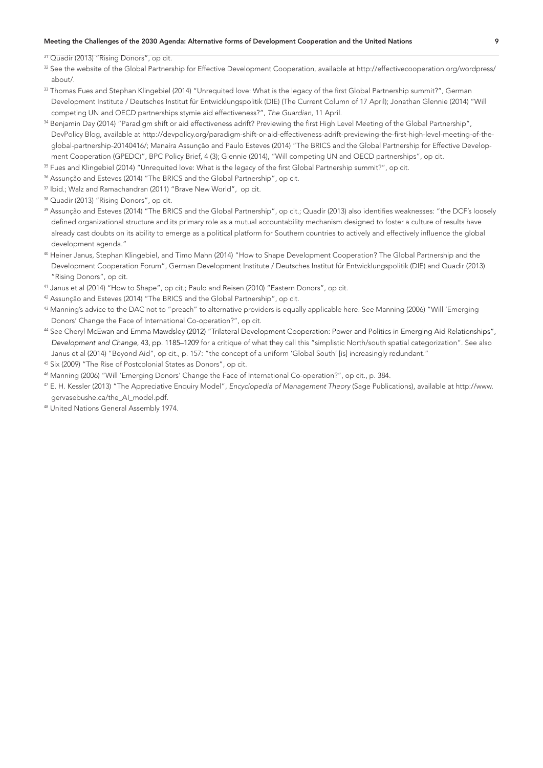[31] Quadir (2013) "Rising Donors", op cit.

[32] See the website of the Global Partnership for Effective Development Cooperation, available at http://effectivecooperation.org/wordpress/about/.

[33] Thomas Fues and Stephan Klingebiel (2014) "Unrequited love: What is the legacy of the first Global Partnership summit?", German Development Institute / Deutsches Institut für Entwicklungspolitik (DIE) (The Current Column of 17 April); Jonathan Glennie (2014) "Will competing UN and OECD partnerships stymie aid effectiveness?", *The Guardian*, 11 April.

[34] Benjamin Day (2014) "Paradigm shift or aid effectiveness adrift? Previewing the first High Level Meeting of the Global Partnership", DevPolicy Blog, available at http://devpolicy.org/paradigm-shift-or-aid-effectiveness-adrift-previewing-the-first-high-level-meeting-of-the-global-partnership-20140416/; Manaíra Assunção and Paulo Esteves (2014) "The BRICS and the Global Partnership for Effective Development Cooperation (GPEDC)", BPC Policy Brief, 4 (3); Glennie (2014), "Will competing UN and OECD partnerships", op cit.

[35] Fues and Klingebiel (2014) "Unrequited love: What is the legacy of the first Global Partnership summit?", op cit.

[36] Assunção and Esteves (2014) "The BRICS and the Global Partnership", op cit.

[37] Ibid.; Walz and Ramachandran (2011) "Brave New World", op cit.

[38] Quadir (2013) "Rising Donors", op cit.

[39] Assunção and Esteves (2014) "The BRICS and the Global Partnership", op cit.; Quadir (2013) also identifies weaknesses: "the DCF's loosely defined organizational structure and its primary role as a mutual accountability mechanism designed to foster a culture of results have already cast doubts on its ability to emerge as a political platform for Southern countries to actively and effectively influence the global development agenda."

[40] Heiner Janus, Stephan Klingebiel, and Timo Mahn (2014) "How to Shape Development Cooperation? The Global Partnership and the Development Cooperation Forum", German Development Institute / Deutsches Institut für Entwicklungspolitik (DIE) and Quadir (2013) "Rising Donors", op cit.

[41] Janus et al (2014) "How to Shape", op cit.; Paulo and Reisen (2010) "Eastern Donors", op cit.

[42] Assunção and Esteves (2014) "The BRICS and the Global Partnership", op cit.

[43] Manning's advice to the DAC not to "preach" to alternative providers is equally applicable here. See Manning (2006) "Will 'Emerging Donors' Change the Face of International Co-operation?", op cit.

[44] See Cheryl McEwan and Emma Mawdsley (2012) "Trilateral Development Cooperation: Power and Politics in Emerging Aid Relationships", *Development and Change*, 43, pp. 1185–1209 for a critique of what they call this "simplistic North/south spatial categorization". See also Janus et al (2014) "Beyond Aid", op cit., p. 157: "the concept of a uniform 'Global South' [is] increasingly redundant."

[45] Six (2009) "The Rise of Postcolonial States as Donors", op cit.

[46] Manning (2006) "Will 'Emerging Donors' Change the Face of International Co-operation?", op cit., p. 384.

[47] E. H. Kessler (2013) "The Appreciative Enquiry Model", *Encyclopedia of Management Theory* (Sage Publications), available at http://www.gervasebushe.ca/the_AI_model.pdf.

[48] United Nations General Assembly 1974.